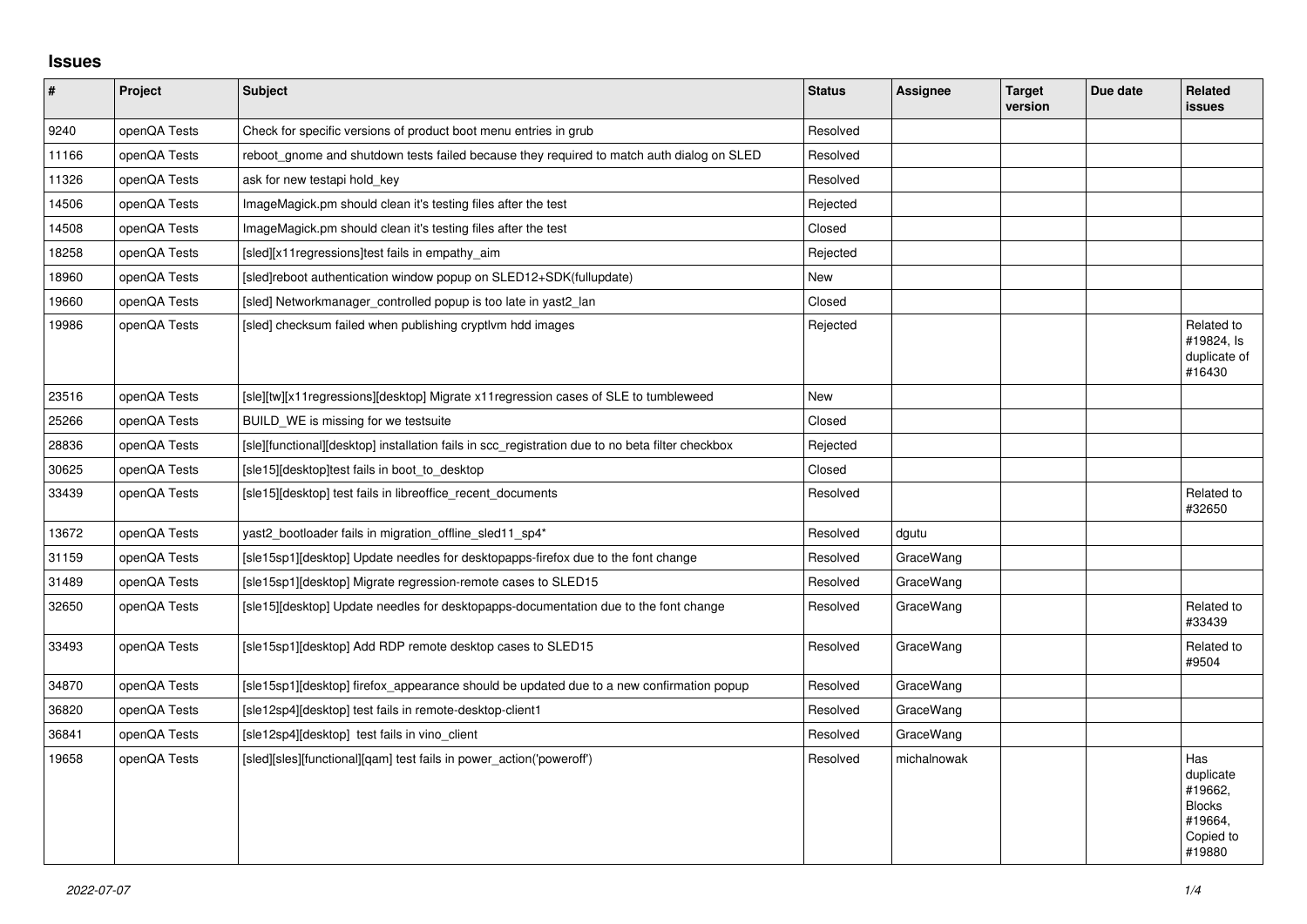## Issues

| # | Project | Subject | Status | Assignee | Target version | Due date | Related issues |
|---|---|---|---|---|---|---|---|
| 9240 | openQA Tests | Check for specific versions of product boot menu entries in grub | Resolved | | | | |
| 11166 | openQA Tests | reboot_gnome and shutdown tests failed because they required to match auth dialog on SLED | Resolved | | | | |
| 11326 | openQA Tests | ask for new testapi hold_key | Resolved | | | | |
| 14506 | openQA Tests | ImageMagick.pm should clean it's testing files after the test | Rejected | | | | |
| 14508 | openQA Tests | ImageMagick.pm should clean it's testing files after the test | Closed | | | | |
| 18258 | openQA Tests | [sled][x11regressions]test fails in empathy_aim | Rejected | | | | |
| 18960 | openQA Tests | [sled]reboot authentication window popup on SLED12+SDK(fullupdate) | New | | | | |
| 19660 | openQA Tests | [sled] Networkmanager_controlled popup is too late in yast2_lan | Closed | | | | |
| 19986 | openQA Tests | [sled] checksum failed when publishing cryptlvm hdd images | Rejected | | | | Related to #19824, Is duplicate of #16430 |
| 23516 | openQA Tests | [sle][tw][x11regressions][desktop] Migrate x11regression cases of SLE to tumbleweed | New | | | | |
| 25266 | openQA Tests | BUILD_WE is missing for we testsuite | Closed | | | | |
| 28836 | openQA Tests | [sle][functional][desktop] installation fails in scc_registration due to no beta filter checkbox | Rejected | | | | |
| 30625 | openQA Tests | [sle15][desktop]test fails in boot_to_desktop | Closed | | | | |
| 33439 | openQA Tests | [sle15][desktop] test fails in libreoffice_recent_documents | Resolved | | | | Related to #32650 |
| 13672 | openQA Tests | yast2_bootloader fails in migration_offline_sled11_sp4* | Resolved | dgutu | | | |
| 31159 | openQA Tests | [sle15sp1][desktop] Update needles for desktopapps-firefox due to the font change | Resolved | GraceWang | | | |
| 31489 | openQA Tests | [sle15sp1][desktop] Migrate regression-remote cases to SLED15 | Resolved | GraceWang | | | |
| 32650 | openQA Tests | [sle15][desktop] Update needles for desktopapps-documentation due to the font change | Resolved | GraceWang | | | Related to #33439 |
| 33493 | openQA Tests | [sle15sp1][desktop] Add RDP remote desktop cases to SLED15 | Resolved | GraceWang | | | Related to #9504 |
| 34870 | openQA Tests | [sle15sp1][desktop] firefox_appearance should be updated due to a new confirmation popup | Resolved | GraceWang | | | |
| 36820 | openQA Tests | [sle12sp4][desktop] test fails in remote-desktop-client1 | Resolved | GraceWang | | | |
| 36841 | openQA Tests | [sle12sp4][desktop] test fails in vino_client | Resolved | GraceWang | | | |
| 19658 | openQA Tests | [sled][sles][functional][qam] test fails in power_action('poweroff') | Resolved | michalnowak | | | Has duplicate #19662, Blocks #19664, Copied to #19880 |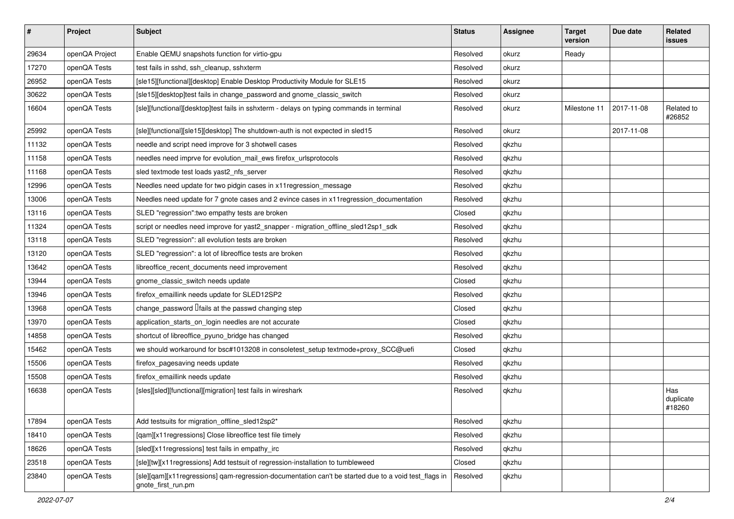| # | Project | Subject | Status | Assignee | Target version | Due date | Related issues |
|---|---|---|---|---|---|---|---|
| 29634 | openQA Project | Enable QEMU snapshots function for virtio-gpu | Resolved | okurz | Ready | | |
| 17270 | openQA Tests | test fails in sshd, ssh_cleanup, sshxterm | Resolved | okurz | | | |
| 26952 | openQA Tests | [sle15][functional][desktop] Enable Desktop Productivity Module for SLE15 | Resolved | okurz | | | |
| 30622 | openQA Tests | [sle15][desktop]test fails in change_password and gnome_classic_switch | Resolved | okurz | | | |
| 16604 | openQA Tests | [sle][functional][desktop]test fails in sshxterm - delays on typing commands in terminal | Resolved | okurz | Milestone 11 | 2017-11-08 | Related to #26852 |
| 25992 | openQA Tests | [sle][functional][sle15][desktop] The shutdown-auth is not expected in sled15 | Resolved | okurz | | 2017-11-08 | |
| 11132 | openQA Tests | needle and script need improve for 3 shotwell cases | Resolved | qkzhu | | | |
| 11158 | openQA Tests | needles need imprve for evolution_mail_ews firefox_urlsprotocols | Resolved | qkzhu | | | |
| 11168 | openQA Tests | sled textmode test loads yast2_nfs_server | Resolved | qkzhu | | | |
| 12996 | openQA Tests | Needles need update for two pidgin cases in x11regression_message | Resolved | qkzhu | | | |
| 13006 | openQA Tests | Needles need update for 7 gnote cases and 2 evince cases in x11regression_documentation | Resolved | qkzhu | | | |
| 13116 | openQA Tests | SLED "regression":two empathy tests are broken | Closed | qkzhu | | | |
| 11324 | openQA Tests | script or needles need improve for yast2_snapper - migration_offline_sled12sp1_sdk | Resolved | qkzhu | | | |
| 13118 | openQA Tests | SLED "regression": all evolution tests are broken | Resolved | qkzhu | | | |
| 13120 | openQA Tests | SLED "regression": a lot of libreoffice tests are broken | Resolved | qkzhu | | | |
| 13642 | openQA Tests | libreoffice_recent_documents need improvement | Resolved | qkzhu | | | |
| 13944 | openQA Tests | gnome_classic_switch needs update | Closed | qkzhu | | | |
| 13946 | openQA Tests | firefox_emaillink needs update for SLED12SP2 | Resolved | qkzhu | | | |
| 13968 | openQA Tests | change_password fails at the passwd changing step | Closed | qkzhu | | | |
| 13970 | openQA Tests | application_starts_on_login needles are not accurate | Closed | qkzhu | | | |
| 14858 | openQA Tests | shortcut of libreoffice_pyuno_bridge has changed | Resolved | qkzhu | | | |
| 15462 | openQA Tests | we should workaround for bsc#1013208 in consoletest_setup textmode+proxy_SCC@uefi | Closed | qkzhu | | | |
| 15506 | openQA Tests | firefox_pagesaving needs update | Resolved | qkzhu | | | |
| 15508 | openQA Tests | firefox_emaillink needs update | Resolved | qkzhu | | | |
| 16638 | openQA Tests | [sles][sled][functional][migration] test fails in wireshark | Resolved | qkzhu | | | Has duplicate #18260 |
| 17894 | openQA Tests | Add testsuits for migration_offline_sled12sp2* | Resolved | qkzhu | | | |
| 18410 | openQA Tests | [qam][x11regressions] Close libreoffice test file timely | Resolved | qkzhu | | | |
| 18626 | openQA Tests | [sled][x11regressions] test fails in empathy_irc | Resolved | qkzhu | | | |
| 23518 | openQA Tests | [sle][tw][x11regressions] Add testsuit of regression-installation to tumbleweed | Closed | qkzhu | | | |
| 23840 | openQA Tests | [sle][qam][x11regressions] qam-regression-documentation can't be started due to a void test_flags in gnote_first_run.pm | Resolved | qkzhu | | | |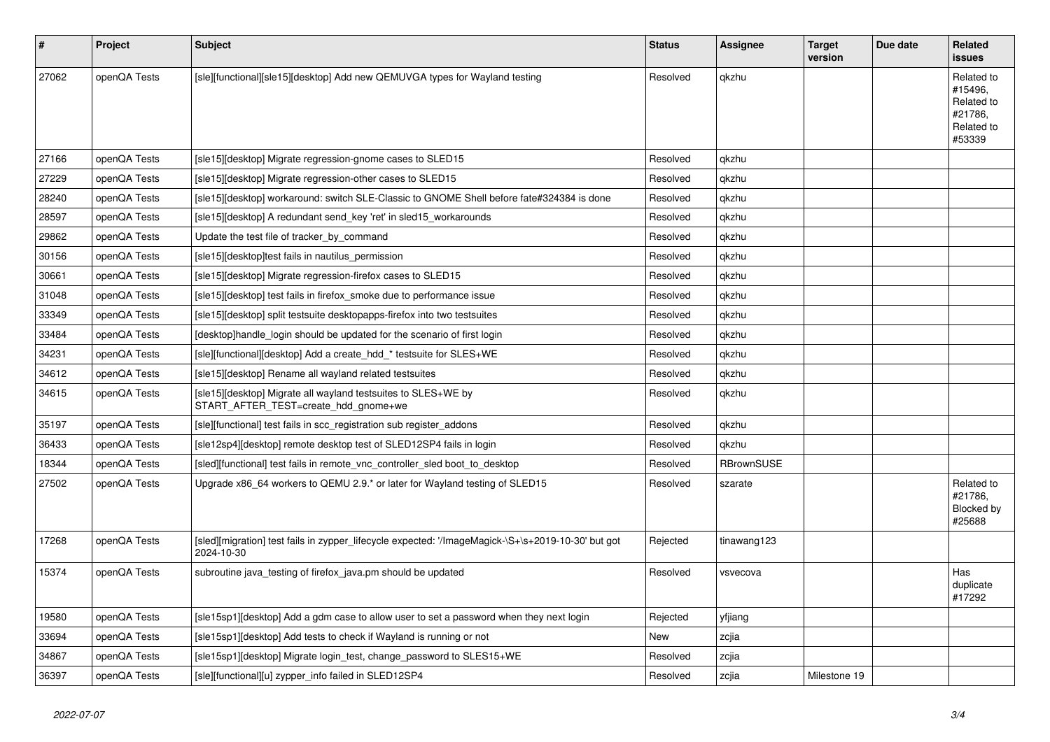| # | Project | Subject | Status | Assignee | Target version | Due date | Related issues |
|---|---|---|---|---|---|---|---|
| 27062 | openQA Tests | [sle][functional][sle15][desktop] Add new QEMUVGA types for Wayland testing | Resolved | qkzhu | | | Related to #15496, Related to #21786, Related to #53339 |
| 27166 | openQA Tests | [sle15][desktop] Migrate regression-gnome cases to SLED15 | Resolved | qkzhu | | | |
| 27229 | openQA Tests | [sle15][desktop] Migrate regression-other cases to SLED15 | Resolved | qkzhu | | | |
| 28240 | openQA Tests | [sle15][desktop] workaround: switch SLE-Classic to GNOME Shell before fate#324384 is done | Resolved | qkzhu | | | |
| 28597 | openQA Tests | [sle15][desktop] A redundant send_key 'ret' in sled15_workarounds | Resolved | qkzhu | | | |
| 29862 | openQA Tests | Update the test file of tracker_by_command | Resolved | qkzhu | | | |
| 30156 | openQA Tests | [sle15][desktop]test fails in nautilus_permission | Resolved | qkzhu | | | |
| 30661 | openQA Tests | [sle15][desktop] Migrate regression-firefox cases to SLED15 | Resolved | qkzhu | | | |
| 31048 | openQA Tests | [sle15][desktop] test fails in firefox_smoke due to performance issue | Resolved | qkzhu | | | |
| 33349 | openQA Tests | [sle15][desktop] split testsuite desktopapps-firefox into two testsuites | Resolved | qkzhu | | | |
| 33484 | openQA Tests | [desktop]handle_login should be updated for the scenario of first login | Resolved | qkzhu | | | |
| 34231 | openQA Tests | [sle][functional][desktop] Add a create_hdd_* testsuite for SLES+WE | Resolved | qkzhu | | | |
| 34612 | openQA Tests | [sle15][desktop] Rename all wayland related testsuites | Resolved | qkzhu | | | |
| 34615 | openQA Tests | [sle15][desktop] Migrate all wayland testsuites to SLES+WE by START_AFTER_TEST=create_hdd_gnome+we | Resolved | qkzhu | | | |
| 35197 | openQA Tests | [sle][functional] test fails in scc_registration sub register_addons | Resolved | qkzhu | | | |
| 36433 | openQA Tests | [sle12sp4][desktop] remote desktop test of SLED12SP4 fails in login | Resolved | qkzhu | | | |
| 18344 | openQA Tests | [sled][functional] test fails in remote_vnc_controller_sled boot_to_desktop | Resolved | RBrownSUSE | | | |
| 27502 | openQA Tests | Upgrade x86_64 workers to QEMU 2.9.* or later for Wayland testing of SLED15 | Resolved | szarate | | | Related to #21786, Blocked by #25688 |
| 17268 | openQA Tests | [sled][migration] test fails in zypper_lifecycle expected: '/ImageMagick-\S+\s+2019-10-30' but got 2024-10-30 | Rejected | tinawang123 | | | |
| 15374 | openQA Tests | subroutine java_testing of firefox_java.pm should be updated | Resolved | vsvecova | | | Has duplicate #17292 |
| 19580 | openQA Tests | [sle15sp1][desktop] Add a gdm case to allow user to set a password when they next login | Rejected | yfjiang | | | |
| 33694 | openQA Tests | [sle15sp1][desktop] Add tests to check if Wayland is running or not | New | zcjia | | | |
| 34867 | openQA Tests | [sle15sp1][desktop] Migrate login_test, change_password to SLES15+WE | Resolved | zcjia | | | |
| 36397 | openQA Tests | [sle][functional][u] zypper_info failed in SLED12SP4 | Resolved | zcjia | Milestone 19 | | |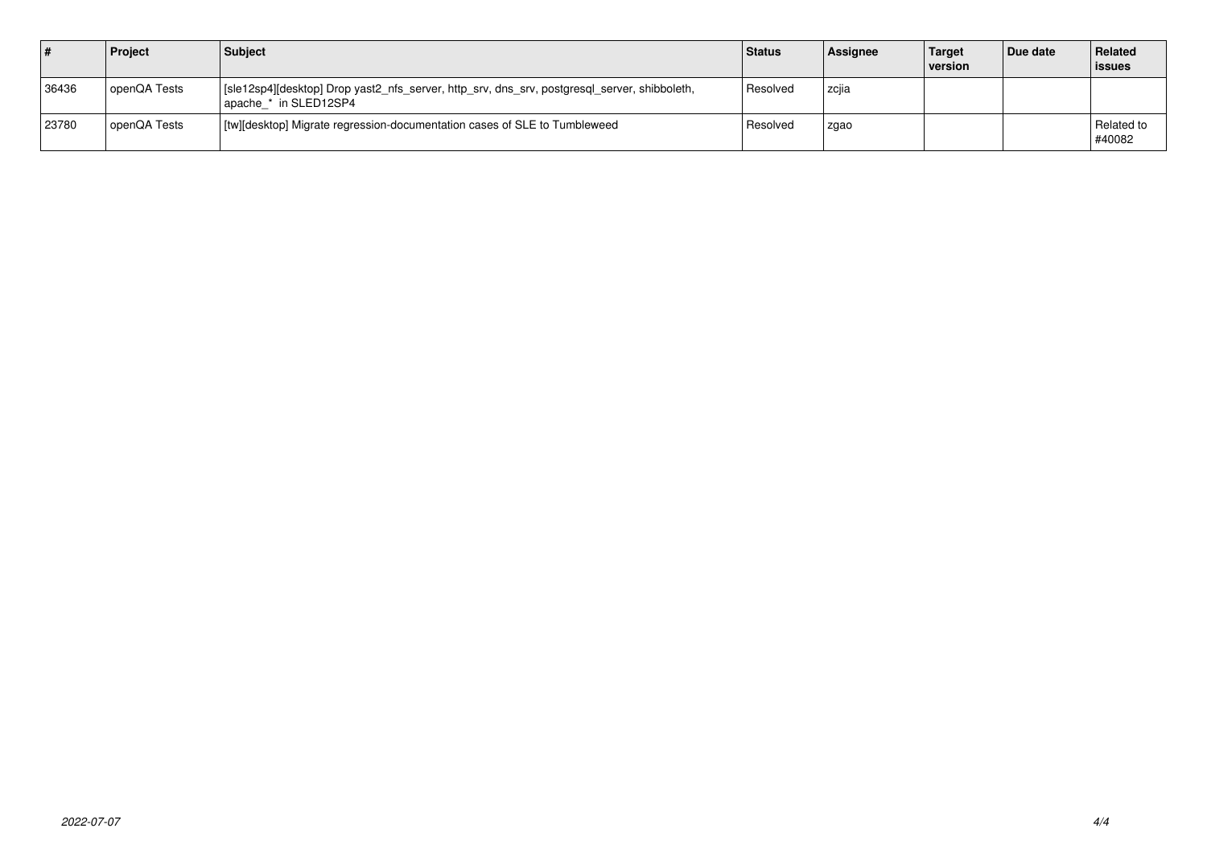| # | Project | Subject | Status | Assignee | Target version | Due date | Related issues |
|---|---|---|---|---|---|---|---|
| 36436 | openQA Tests | [sle12sp4][desktop] Drop yast2_nfs_server, http_srv, dns_srv, postgresql_server, shibboleth, apache_* in SLED12SP4 | Resolved | zcjia | | | |
| 23780 | openQA Tests | [tw][desktop] Migrate regression-documentation cases of SLE to Tumbleweed | Resolved | zgao | | | Related to #40082 |